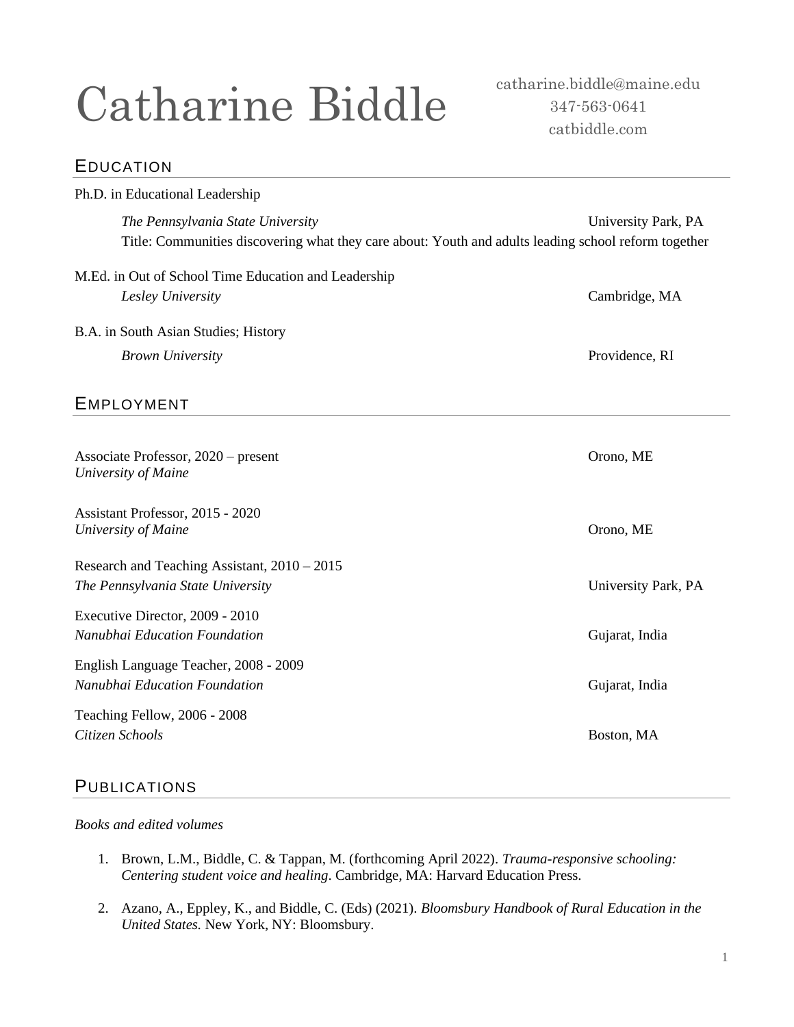# Catharine Biddle

catharine.biddle@maine.edu
347-563-0641
catbiddle.com

## Education

Ph.D. in Educational Leadership

*The Pennsylvania State University* — University Park, PA
Title: Communities discovering what they care about: Youth and adults leading school reform together

M.Ed. in Out of School Time Education and Leadership

*Lesley University* — Cambridge, MA

B.A. in South Asian Studies; History

*Brown University* — Providence, RI

## Employment

Associate Professor, 2020 – present
*University of Maine* — Orono, ME

Assistant Professor, 2015 - 2020
*University of Maine* — Orono, ME

Research and Teaching Assistant, 2010 – 2015
*The Pennsylvania State University* — University Park, PA

Executive Director, 2009 - 2010
*Nanubhai Education Foundation* — Gujarat, India

English Language Teacher, 2008 - 2009
*Nanubhai Education Foundation* — Gujarat, India

Teaching Fellow, 2006 - 2008
*Citizen Schools* — Boston, MA

## Publications

*Books and edited volumes*

1. Brown, L.M., Biddle, C. & Tappan, M. (forthcoming April 2022). *Trauma-responsive schooling: Centering student voice and healing*. Cambridge, MA: Harvard Education Press.

2. Azano, A., Eppley, K., and Biddle, C. (Eds) (2021). *Bloomsbury Handbook of Rural Education in the United States.* New York, NY: Bloomsbury.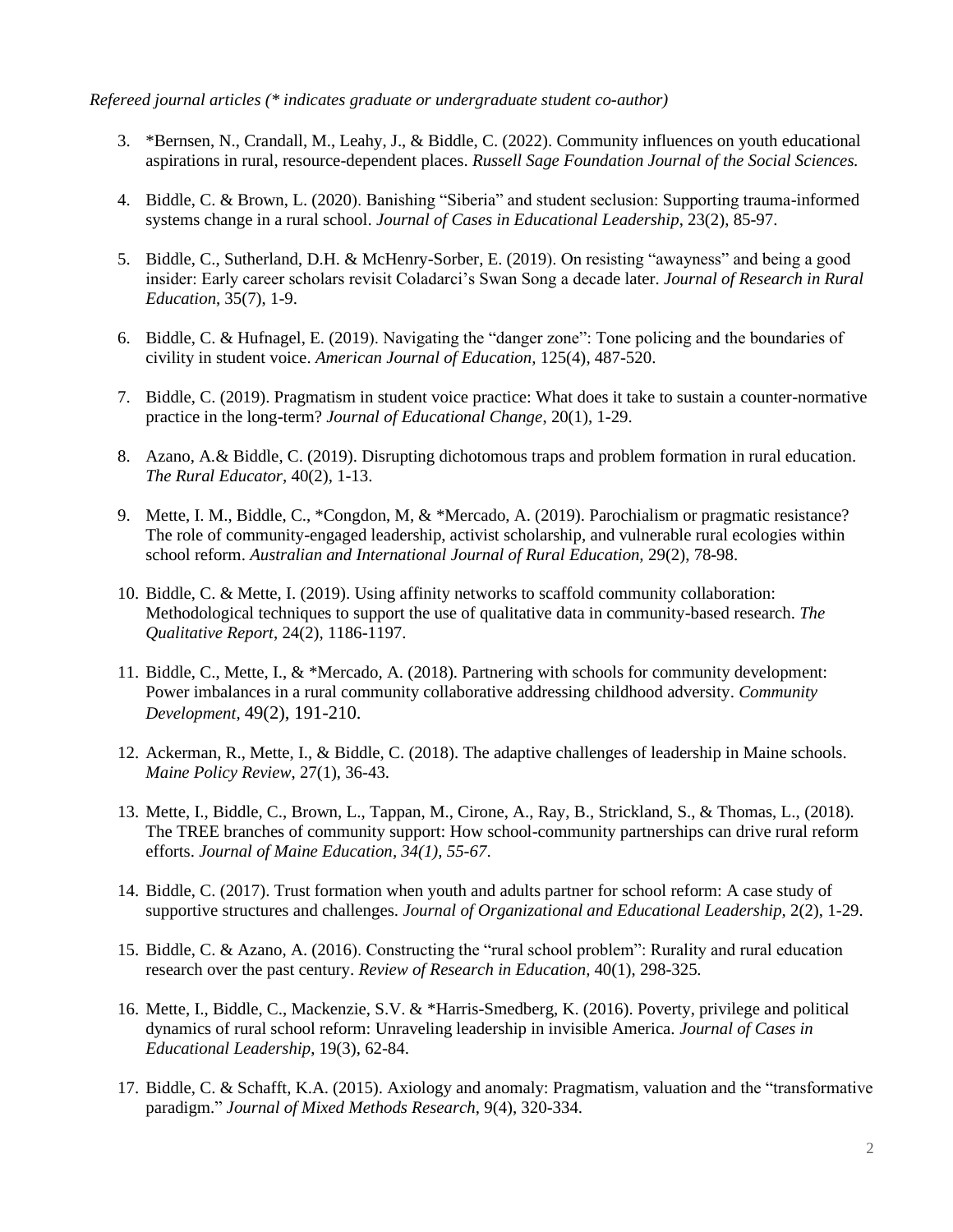*Refereed journal articles (* indicates graduate or undergraduate student co-author)*

3. *Bernsen, N., Crandall, M., Leahy, J., & Biddle, C. (2022). Community influences on youth educational aspirations in rural, resource-dependent places. *Russell Sage Foundation Journal of the Social Sciences.*

4. Biddle, C. & Brown, L. (2020). Banishing "Siberia" and student seclusion: Supporting trauma-informed systems change in a rural school. *Journal of Cases in Educational Leadership*, 23(2), 85-97.

5. Biddle, C., Sutherland, D.H. & McHenry-Sorber, E. (2019). On resisting "awayness" and being a good insider: Early career scholars revisit Coladarci's Swan Song a decade later. *Journal of Research in Rural Education*, 35(7), 1-9.

6. Biddle, C. & Hufnagel, E. (2019). Navigating the "danger zone": Tone policing and the boundaries of civility in student voice. *American Journal of Education,* 125(4), 487-520.

7. Biddle, C. (2019). Pragmatism in student voice practice: What does it take to sustain a counter-normative practice in the long-term? *Journal of Educational Change*, 20(1), 1-29.

8. Azano, A.& Biddle, C. (2019). Disrupting dichotomous traps and problem formation in rural education. *The Rural Educator*, 40(2), 1-13.

9. Mette, I. M., Biddle, C., *Congdon, M, & *Mercado, A. (2019). Parochialism or pragmatic resistance? The role of community-engaged leadership, activist scholarship, and vulnerable rural ecologies within school reform. *Australian and International Journal of Rural Education*, 29(2), 78-98.

10. Biddle, C. & Mette, I. (2019). Using affinity networks to scaffold community collaboration: Methodological techniques to support the use of qualitative data in community-based research. *The Qualitative Report*, 24(2), 1186-1197.

11. Biddle, C., Mette, I., & *Mercado, A. (2018). Partnering with schools for community development: Power imbalances in a rural community collaborative addressing childhood adversity. *Community Development*, 49(2), 191-210.

12. Ackerman, R., Mette, I., & Biddle, C. (2018). The adaptive challenges of leadership in Maine schools. *Maine Policy Review*, 27(1), 36-43.

13. Mette, I., Biddle, C., Brown, L., Tappan, M., Cirone, A., Ray, B., Strickland, S., & Thomas, L., (2018). The TREE branches of community support: How school-community partnerships can drive rural reform efforts. *Journal of Maine Education, 34(1), 55-67.*

14. Biddle, C. (2017). Trust formation when youth and adults partner for school reform: A case study of supportive structures and challenges. *Journal of Organizational and Educational Leadership,* 2(2), 1-29.

15. Biddle, C. & Azano, A. (2016). Constructing the "rural school problem": Rurality and rural education research over the past century. *Review of Research in Education,* 40(1), 298-325.

16. Mette, I., Biddle, C., Mackenzie, S.V. & *Harris-Smedberg, K. (2016). Poverty, privilege and political dynamics of rural school reform: Unraveling leadership in invisible America. *Journal of Cases in Educational Leadership*, 19(3), 62-84.

17. Biddle, C. & Schafft, K.A. (2015). Axiology and anomaly: Pragmatism, valuation and the "transformative paradigm." *Journal of Mixed Methods Research*, 9(4), 320-334.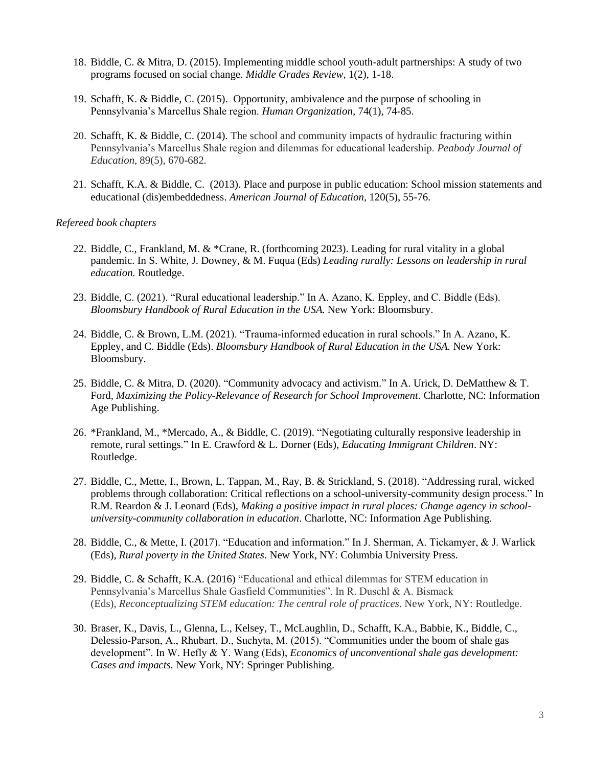18. Biddle, C. & Mitra, D. (2015). Implementing middle school youth-adult partnerships: A study of two programs focused on social change. *Middle Grades Review*, 1(2), 1-18.

19. Schafft, K. & Biddle, C. (2015). Opportunity, ambivalence and the purpose of schooling in Pennsylvania's Marcellus Shale region. *Human Organization,* 74(1), 74-85.

20. Schafft, K. & Biddle, C. (2014). The school and community impacts of hydraulic fracturing within Pennsylvania's Marcellus Shale region and dilemmas for educational leadership. *Peabody Journal of Education*, 89(5), 670-682.

21. Schafft, K.A. & Biddle, C. (2013). Place and purpose in public education: School mission statements and educational (dis)embeddedness. *American Journal of Education,* 120(5), 55-76.

*Refereed book chapters*

22. Biddle, C., Frankland, M. & *Crane, R. (forthcoming 2023). Leading for rural vitality in a global pandemic. In S. White, J. Downey, & M. Fuqua (Eds) *Leading rurally: Lessons on leadership in rural education.* Routledge.

23. Biddle, C. (2021). "Rural educational leadership." In A. Azano, K. Eppley, and C. Biddle (Eds). *Bloomsbury Handbook of Rural Education in the USA.* New York: Bloomsbury.

24. Biddle, C. & Brown, L.M. (2021). "Trauma-informed education in rural schools." In A. Azano, K. Eppley, and C. Biddle (Eds). *Bloomsbury Handbook of Rural Education in the USA.* New York: Bloomsbury.

25. Biddle, C. & Mitra, D. (2020). "Community advocacy and activism." In A. Urick, D. DeMatthew & T. Ford, *Maximizing the Policy-Relevance of Research for School Improvement*. Charlotte, NC: Information Age Publishing.

26. *Frankland, M., *Mercado, A., & Biddle, C. (2019). "Negotiating culturally responsive leadership in remote, rural settings." In E. Crawford & L. Dorner (Eds), *Educating Immigrant Children*. NY: Routledge.

27. Biddle, C., Mette, I., Brown, L. Tappan, M., Ray, B. & Strickland, S. (2018). "Addressing rural, wicked problems through collaboration: Critical reflections on a school-university-community design process." In R.M. Reardon & J. Leonard (Eds), *Making a positive impact in rural places: Change agency in school-university-community collaboration in education*. Charlotte, NC: Information Age Publishing.

28. Biddle, C., & Mette, I. (2017). "Education and information." In J. Sherman, A. Tickamyer, & J. Warlick (Eds), *Rural poverty in the United States*. New York, NY: Columbia University Press.

29. Biddle, C. & Schafft, K.A. (2016) "Educational and ethical dilemmas for STEM education in Pennsylvania's Marcellus Shale Gasfield Communities". In R. Duschl & A. Bismack (Eds), *Reconceptualizing STEM education: The central role of practices*. New York, NY: Routledge.

30. Braser, K., Davis, L., Glenna, L., Kelsey, T., McLaughlin, D., Schafft, K.A., Babbie, K., Biddle, C., Delessio-Parson, A., Rhubart, D., Suchyta, M. (2015). "Communities under the boom of shale gas development". In W. Hefly & Y. Wang (Eds), *Economics of unconventional shale gas development: Cases and impacts*. New York, NY: Springer Publishing.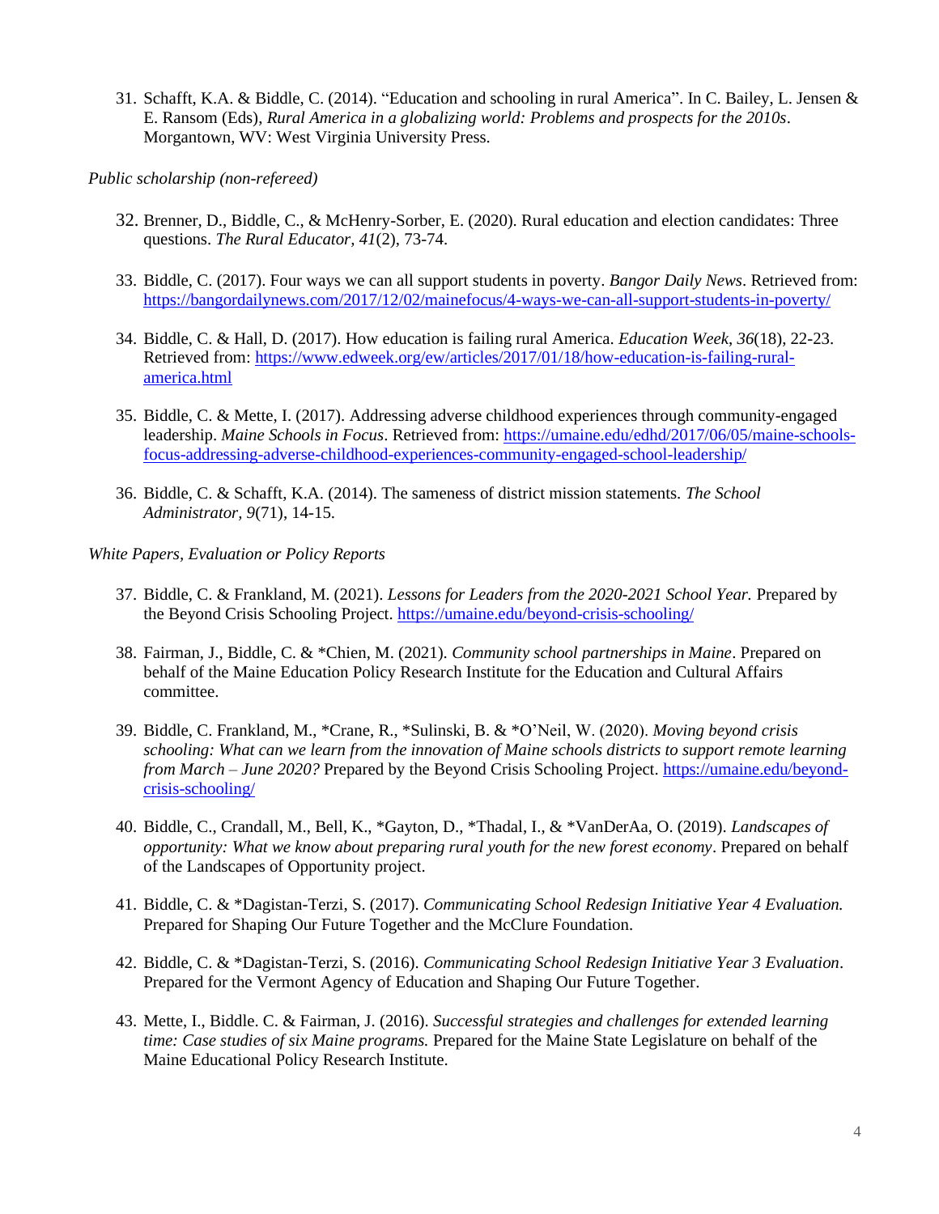31. Schafft, K.A. & Biddle, C. (2014). "Education and schooling in rural America". In C. Bailey, L. Jensen & E. Ransom (Eds), *Rural America in a globalizing world: Problems and prospects for the 2010s*. Morgantown, WV: West Virginia University Press.

*Public scholarship (non-refereed)*

32. Brenner, D., Biddle, C., & McHenry-Sorber, E. (2020). Rural education and election candidates: Three questions. *The Rural Educator, 41*(2), 73-74.

33. Biddle, C. (2017). Four ways we can all support students in poverty. *Bangor Daily News*. Retrieved from: https://bangordailynews.com/2017/12/02/mainefocus/4-ways-we-can-all-support-students-in-poverty/

34. Biddle, C. & Hall, D. (2017). How education is failing rural America. *Education Week, 36*(18), 22-23. Retrieved from: https://www.edweek.org/ew/articles/2017/01/18/how-education-is-failing-rural-america.html

35. Biddle, C. & Mette, I. (2017). Addressing adverse childhood experiences through community-engaged leadership. *Maine Schools in Focus*. Retrieved from: https://umaine.edu/edhd/2017/06/05/maine-schools-focus-addressing-adverse-childhood-experiences-community-engaged-school-leadership/

36. Biddle, C. & Schafft, K.A. (2014). The sameness of district mission statements. *The School Administrator, 9*(71), 14-15.

*White Papers, Evaluation or Policy Reports*

37. Biddle, C. & Frankland, M. (2021). *Lessons for Leaders from the 2020-2021 School Year.* Prepared by the Beyond Crisis Schooling Project. https://umaine.edu/beyond-crisis-schooling/

38. Fairman, J., Biddle, C. & *Chien, M. (2021). *Community school partnerships in Maine*. Prepared on behalf of the Maine Education Policy Research Institute for the Education and Cultural Affairs committee.

39. Biddle, C. Frankland, M., *Crane, R., *Sulinski, B. & *O'Neil, W. (2020). *Moving beyond crisis schooling: What can we learn from the innovation of Maine schools districts to support remote learning from March – June 2020?* Prepared by the Beyond Crisis Schooling Project. https://umaine.edu/beyond-crisis-schooling/

40. Biddle, C., Crandall, M., Bell, K., *Gayton, D., *Thadal, I., & *VanDerAa, O. (2019). *Landscapes of opportunity: What we know about preparing rural youth for the new forest economy*. Prepared on behalf of the Landscapes of Opportunity project.

41. Biddle, C. & *Dagistan-Terzi, S. (2017). *Communicating School Redesign Initiative Year 4 Evaluation.* Prepared for Shaping Our Future Together and the McClure Foundation.

42. Biddle, C. & *Dagistan-Terzi, S. (2016). *Communicating School Redesign Initiative Year 3 Evaluation*. Prepared for the Vermont Agency of Education and Shaping Our Future Together.

43. Mette, I., Biddle. C. & Fairman, J. (2016). *Successful strategies and challenges for extended learning time: Case studies of six Maine programs.* Prepared for the Maine State Legislature on behalf of the Maine Educational Policy Research Institute.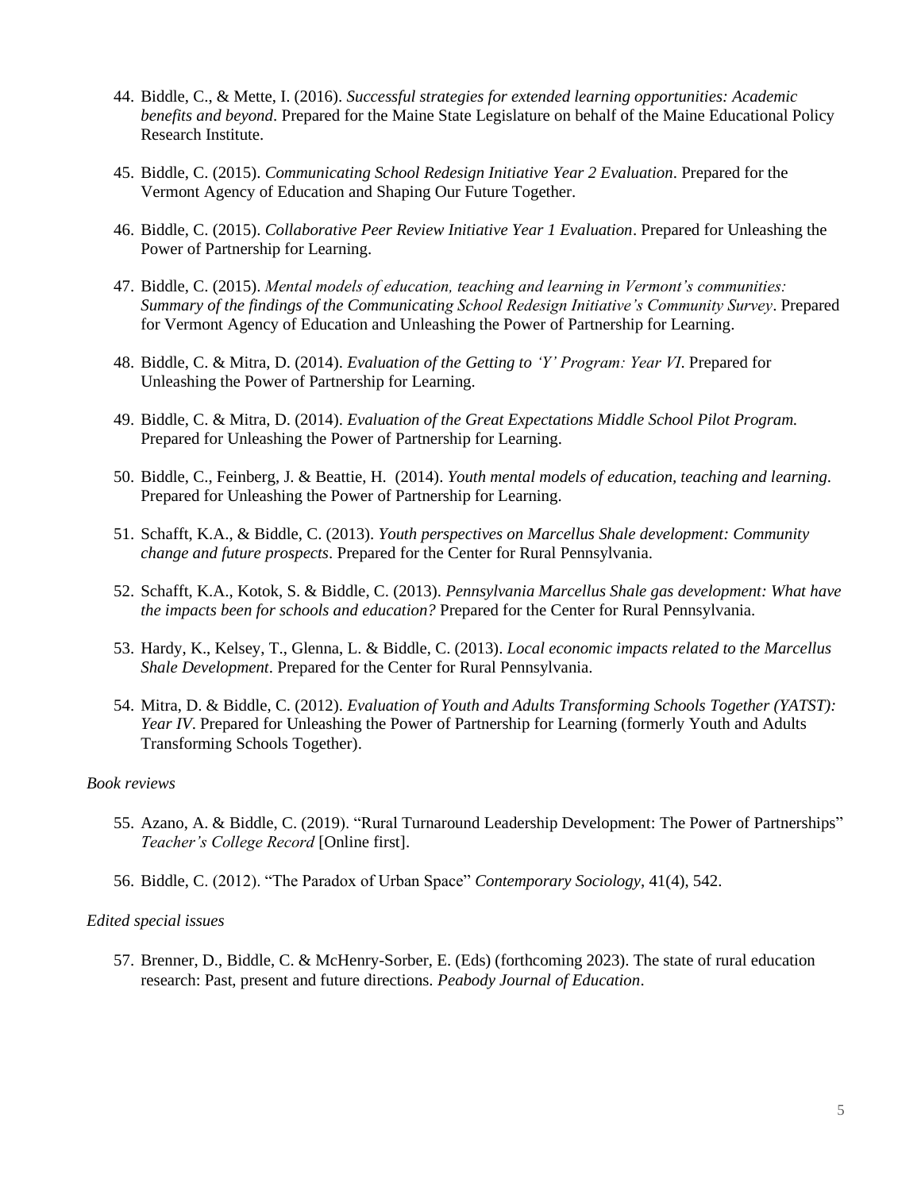44. Biddle, C., & Mette, I. (2016). *Successful strategies for extended learning opportunities: Academic benefits and beyond*. Prepared for the Maine State Legislature on behalf of the Maine Educational Policy Research Institute.

45. Biddle, C. (2015). *Communicating School Redesign Initiative Year 2 Evaluation*. Prepared for the Vermont Agency of Education and Shaping Our Future Together.

46. Biddle, C. (2015). *Collaborative Peer Review Initiative Year 1 Evaluation*. Prepared for Unleashing the Power of Partnership for Learning.

47. Biddle, C. (2015). *Mental models of education, teaching and learning in Vermont's communities: Summary of the findings of the Communicating School Redesign Initiative's Community Survey*. Prepared for Vermont Agency of Education and Unleashing the Power of Partnership for Learning.

48. Biddle, C. & Mitra, D. (2014). *Evaluation of the Getting to 'Y' Program: Year VI*. Prepared for Unleashing the Power of Partnership for Learning.

49. Biddle, C. & Mitra, D. (2014). *Evaluation of the Great Expectations Middle School Pilot Program.* Prepared for Unleashing the Power of Partnership for Learning.

50. Biddle, C., Feinberg, J. & Beattie, H. (2014). *Youth mental models of education, teaching and learning*. Prepared for Unleashing the Power of Partnership for Learning.

51. Schafft, K.A., & Biddle, C. (2013). *Youth perspectives on Marcellus Shale development: Community change and future prospects*. Prepared for the Center for Rural Pennsylvania.

52. Schafft, K.A., Kotok, S. & Biddle, C. (2013). *Pennsylvania Marcellus Shale gas development: What have the impacts been for schools and education?* Prepared for the Center for Rural Pennsylvania.

53. Hardy, K., Kelsey, T., Glenna, L. & Biddle, C. (2013). *Local economic impacts related to the Marcellus Shale Development*. Prepared for the Center for Rural Pennsylvania.

54. Mitra, D. & Biddle, C. (2012). *Evaluation of Youth and Adults Transforming Schools Together (YATST): Year IV*. Prepared for Unleashing the Power of Partnership for Learning (formerly Youth and Adults Transforming Schools Together).

*Book reviews*

55. Azano, A. & Biddle, C. (2019). "Rural Turnaround Leadership Development: The Power of Partnerships" *Teacher's College Record* [Online first].

56. Biddle, C. (2012). "The Paradox of Urban Space" *Contemporary Sociology*, 41(4), 542.

*Edited special issues*

57. Brenner, D., Biddle, C. & McHenry-Sorber, E. (Eds) (forthcoming 2023). The state of rural education research: Past, present and future directions. *Peabody Journal of Education*.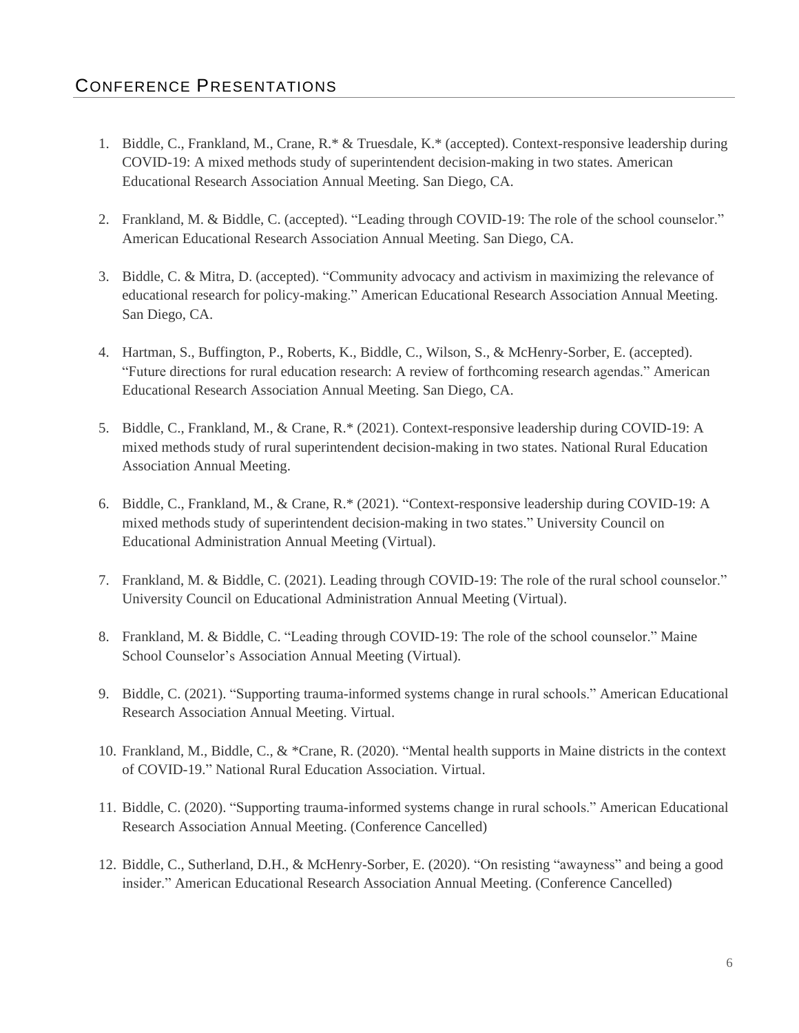## Conference Presentations

1. Biddle, C., Frankland, M., Crane, R.* & Truesdale, K.* (accepted). Context-responsive leadership during COVID-19: A mixed methods study of superintendent decision-making in two states. American Educational Research Association Annual Meeting. San Diego, CA.

2. Frankland, M. & Biddle, C. (accepted). "Leading through COVID-19: The role of the school counselor." American Educational Research Association Annual Meeting. San Diego, CA.

3. Biddle, C. & Mitra, D. (accepted). "Community advocacy and activism in maximizing the relevance of educational research for policy-making." American Educational Research Association Annual Meeting. San Diego, CA.

4. Hartman, S., Buffington, P., Roberts, K., Biddle, C., Wilson, S., & McHenry-Sorber, E. (accepted). "Future directions for rural education research: A review of forthcoming research agendas." American Educational Research Association Annual Meeting. San Diego, CA.

5. Biddle, C., Frankland, M., & Crane, R.* (2021). Context-responsive leadership during COVID-19: A mixed methods study of rural superintendent decision-making in two states. National Rural Education Association Annual Meeting.

6. Biddle, C., Frankland, M., & Crane, R.* (2021). "Context-responsive leadership during COVID-19: A mixed methods study of superintendent decision-making in two states." University Council on Educational Administration Annual Meeting (Virtual).

7. Frankland, M. & Biddle, C. (2021). Leading through COVID-19: The role of the rural school counselor." University Council on Educational Administration Annual Meeting (Virtual).

8. Frankland, M. & Biddle, C. "Leading through COVID-19: The role of the school counselor." Maine School Counselor's Association Annual Meeting (Virtual).

9. Biddle, C. (2021). "Supporting trauma-informed systems change in rural schools." American Educational Research Association Annual Meeting. Virtual.

10. Frankland, M., Biddle, C., & *Crane, R. (2020). "Mental health supports in Maine districts in the context of COVID-19." National Rural Education Association. Virtual.

11. Biddle, C. (2020). "Supporting trauma-informed systems change in rural schools." American Educational Research Association Annual Meeting. (Conference Cancelled)

12. Biddle, C., Sutherland, D.H., & McHenry-Sorber, E. (2020). "On resisting "awayness" and being a good insider." American Educational Research Association Annual Meeting. (Conference Cancelled)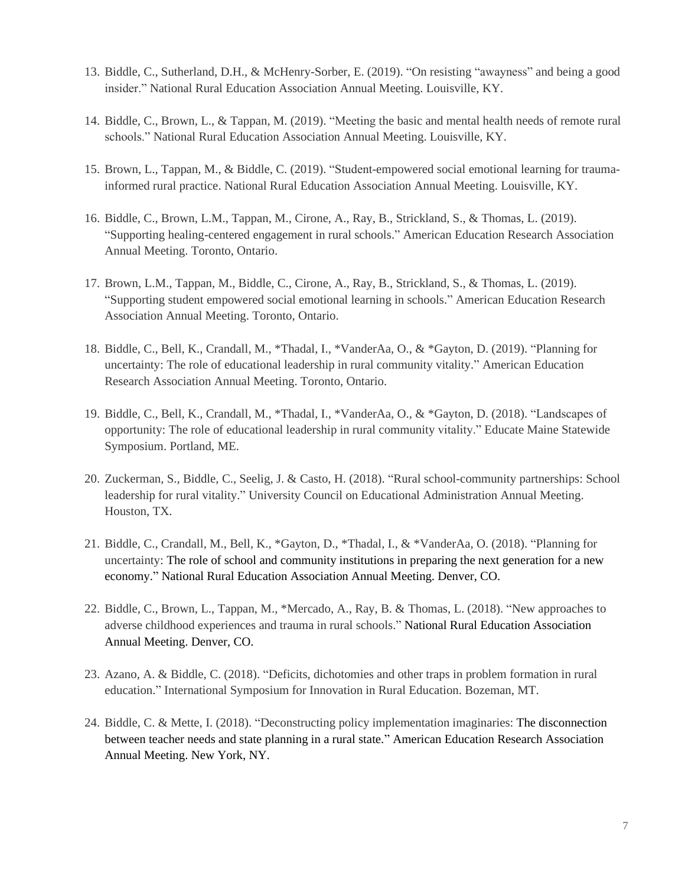13. Biddle, C., Sutherland, D.H., & McHenry-Sorber, E. (2019). "On resisting "awayness" and being a good insider." National Rural Education Association Annual Meeting. Louisville, KY.

14. Biddle, C., Brown, L., & Tappan, M. (2019). "Meeting the basic and mental health needs of remote rural schools." National Rural Education Association Annual Meeting. Louisville, KY.

15. Brown, L., Tappan, M., & Biddle, C. (2019). "Student-empowered social emotional learning for trauma-informed rural practice. National Rural Education Association Annual Meeting. Louisville, KY.

16. Biddle, C., Brown, L.M., Tappan, M., Cirone, A., Ray, B., Strickland, S., & Thomas, L. (2019). "Supporting healing-centered engagement in rural schools." American Education Research Association Annual Meeting. Toronto, Ontario.

17. Brown, L.M., Tappan, M., Biddle, C., Cirone, A., Ray, B., Strickland, S., & Thomas, L. (2019). "Supporting student empowered social emotional learning in schools." American Education Research Association Annual Meeting. Toronto, Ontario.

18. Biddle, C., Bell, K., Crandall, M., *Thadal, I., *VanderAa, O., & *Gayton, D. (2019). "Planning for uncertainty: The role of educational leadership in rural community vitality." American Education Research Association Annual Meeting. Toronto, Ontario.

19. Biddle, C., Bell, K., Crandall, M., *Thadal, I., *VanderAa, O., & *Gayton, D. (2018). "Landscapes of opportunity: The role of educational leadership in rural community vitality." Educate Maine Statewide Symposium. Portland, ME.

20. Zuckerman, S., Biddle, C., Seelig, J. & Casto, H. (2018). "Rural school-community partnerships: School leadership for rural vitality." University Council on Educational Administration Annual Meeting. Houston, TX.

21. Biddle, C., Crandall, M., Bell, K., *Gayton, D., *Thadal, I., & *VanderAa, O. (2018). "Planning for uncertainty: The role of school and community institutions in preparing the next generation for a new economy." National Rural Education Association Annual Meeting. Denver, CO.

22. Biddle, C., Brown, L., Tappan, M., *Mercado, A., Ray, B. & Thomas, L. (2018). "New approaches to adverse childhood experiences and trauma in rural schools." National Rural Education Association Annual Meeting. Denver, CO.

23. Azano, A. & Biddle, C. (2018). "Deficits, dichotomies and other traps in problem formation in rural education." International Symposium for Innovation in Rural Education. Bozeman, MT.

24. Biddle, C. & Mette, I. (2018). "Deconstructing policy implementation imaginaries: The disconnection between teacher needs and state planning in a rural state." American Education Research Association Annual Meeting. New York, NY.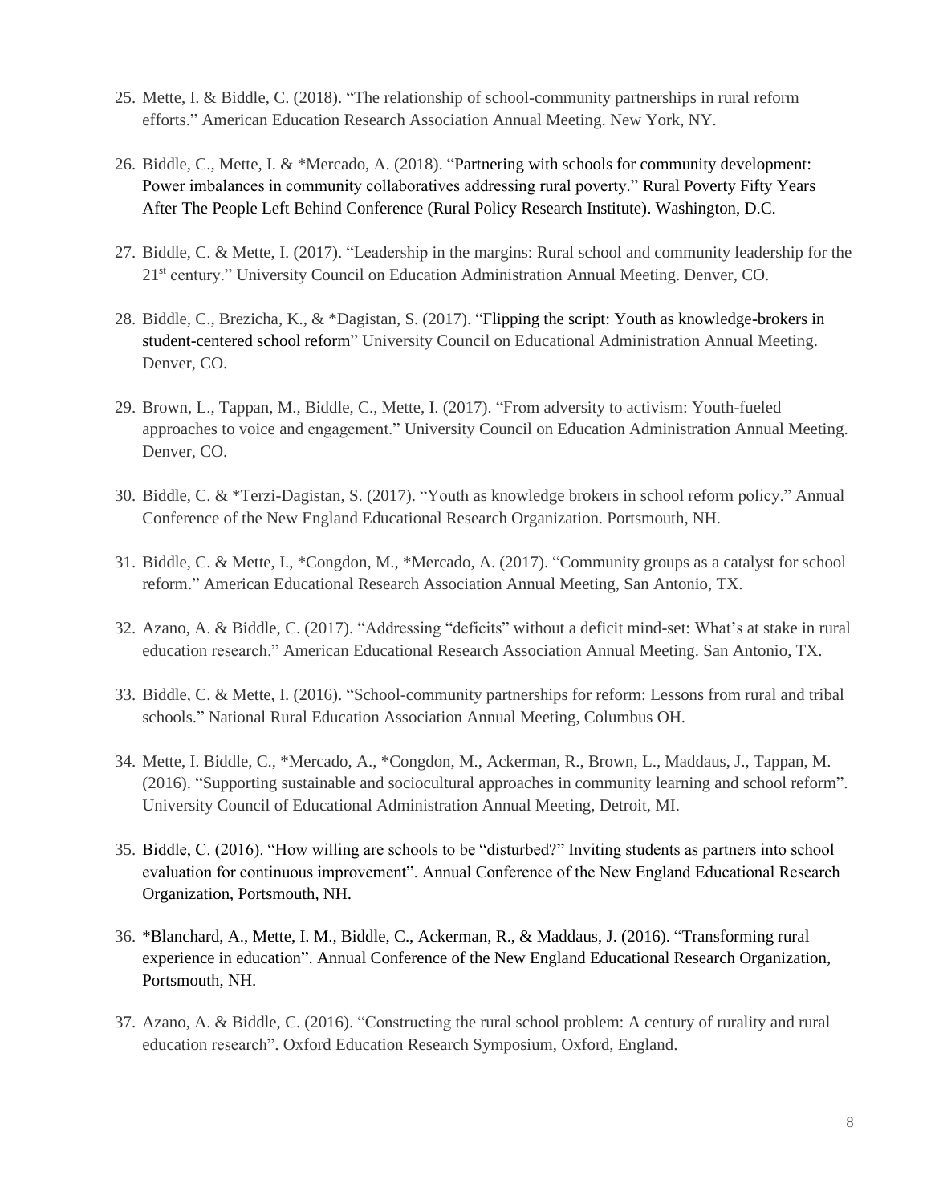25. Mette, I. & Biddle, C. (2018). "The relationship of school-community partnerships in rural reform efforts." American Education Research Association Annual Meeting. New York, NY.

26. Biddle, C., Mette, I. & *Mercado, A. (2018). "Partnering with schools for community development: Power imbalances in community collaboratives addressing rural poverty." Rural Poverty Fifty Years After The People Left Behind Conference (Rural Policy Research Institute). Washington, D.C.

27. Biddle, C. & Mette, I. (2017). "Leadership in the margins: Rural school and community leadership for the 21st century." University Council on Education Administration Annual Meeting. Denver, CO.

28. Biddle, C., Brezicha, K., & *Dagistan, S. (2017). "Flipping the script: Youth as knowledge-brokers in student-centered school reform" University Council on Educational Administration Annual Meeting. Denver, CO.

29. Brown, L., Tappan, M., Biddle, C., Mette, I. (2017). "From adversity to activism: Youth-fueled approaches to voice and engagement." University Council on Education Administration Annual Meeting. Denver, CO.

30. Biddle, C. & *Terzi-Dagistan, S. (2017). "Youth as knowledge brokers in school reform policy." Annual Conference of the New England Educational Research Organization. Portsmouth, NH.

31. Biddle, C. & Mette, I., *Congdon, M., *Mercado, A. (2017). "Community groups as a catalyst for school reform." American Educational Research Association Annual Meeting, San Antonio, TX.

32. Azano, A. & Biddle, C. (2017). "Addressing "deficits" without a deficit mind-set: What's at stake in rural education research." American Educational Research Association Annual Meeting. San Antonio, TX.

33. Biddle, C. & Mette, I. (2016). "School-community partnerships for reform: Lessons from rural and tribal schools." National Rural Education Association Annual Meeting, Columbus OH.

34. Mette, I. Biddle, C., *Mercado, A., *Congdon, M., Ackerman, R., Brown, L., Maddaus, J., Tappan, M. (2016). "Supporting sustainable and sociocultural approaches in community learning and school reform". University Council of Educational Administration Annual Meeting, Detroit, MI.

35. Biddle, C. (2016). "How willing are schools to be "disturbed?" Inviting students as partners into school evaluation for continuous improvement". Annual Conference of the New England Educational Research Organization, Portsmouth, NH.

36. *Blanchard, A., Mette, I. M., Biddle, C., Ackerman, R., & Maddaus, J. (2016). "Transforming rural experience in education". Annual Conference of the New England Educational Research Organization, Portsmouth, NH.

37. Azano, A. & Biddle, C. (2016). "Constructing the rural school problem: A century of rurality and rural education research". Oxford Education Research Symposium, Oxford, England.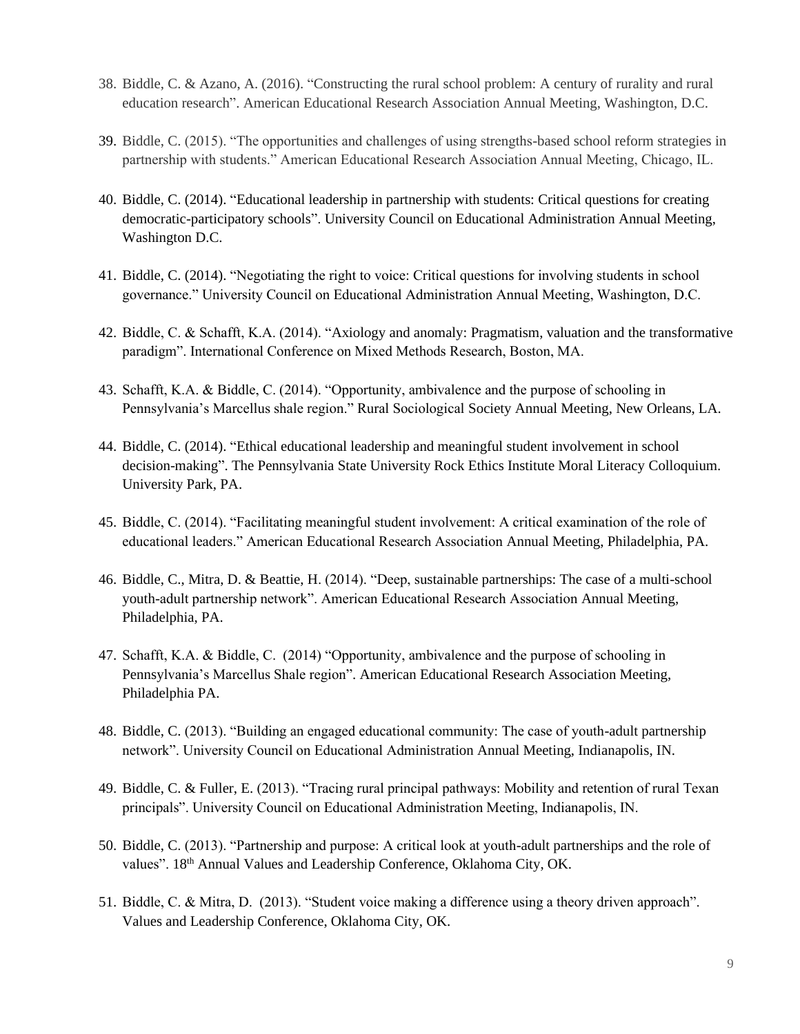38. Biddle, C. & Azano, A. (2016). "Constructing the rural school problem: A century of rurality and rural education research". American Educational Research Association Annual Meeting, Washington, D.C.

39. Biddle, C. (2015). "The opportunities and challenges of using strengths-based school reform strategies in partnership with students." American Educational Research Association Annual Meeting, Chicago, IL.

40. Biddle, C. (2014). "Educational leadership in partnership with students: Critical questions for creating democratic-participatory schools". University Council on Educational Administration Annual Meeting, Washington D.C.

41. Biddle, C. (2014). "Negotiating the right to voice: Critical questions for involving students in school governance." University Council on Educational Administration Annual Meeting, Washington, D.C.

42. Biddle, C. & Schafft, K.A. (2014). "Axiology and anomaly: Pragmatism, valuation and the transformative paradigm". International Conference on Mixed Methods Research, Boston, MA.

43. Schafft, K.A. & Biddle, C. (2014). "Opportunity, ambivalence and the purpose of schooling in Pennsylvania's Marcellus shale region." Rural Sociological Society Annual Meeting, New Orleans, LA.

44. Biddle, C. (2014). "Ethical educational leadership and meaningful student involvement in school decision-making". The Pennsylvania State University Rock Ethics Institute Moral Literacy Colloquium. University Park, PA.

45. Biddle, C. (2014). "Facilitating meaningful student involvement: A critical examination of the role of educational leaders." American Educational Research Association Annual Meeting, Philadelphia, PA.

46. Biddle, C., Mitra, D. & Beattie, H. (2014). "Deep, sustainable partnerships: The case of a multi-school youth-adult partnership network". American Educational Research Association Annual Meeting, Philadelphia, PA.

47. Schafft, K.A. & Biddle, C. (2014) "Opportunity, ambivalence and the purpose of schooling in Pennsylvania's Marcellus Shale region". American Educational Research Association Meeting, Philadelphia PA.

48. Biddle, C. (2013). "Building an engaged educational community: The case of youth-adult partnership network". University Council on Educational Administration Annual Meeting, Indianapolis, IN.

49. Biddle, C. & Fuller, E. (2013). "Tracing rural principal pathways: Mobility and retention of rural Texan principals". University Council on Educational Administration Meeting, Indianapolis, IN.

50. Biddle, C. (2013). "Partnership and purpose: A critical look at youth-adult partnerships and the role of values". 18th Annual Values and Leadership Conference, Oklahoma City, OK.

51. Biddle, C. & Mitra, D. (2013). "Student voice making a difference using a theory driven approach". Values and Leadership Conference, Oklahoma City, OK.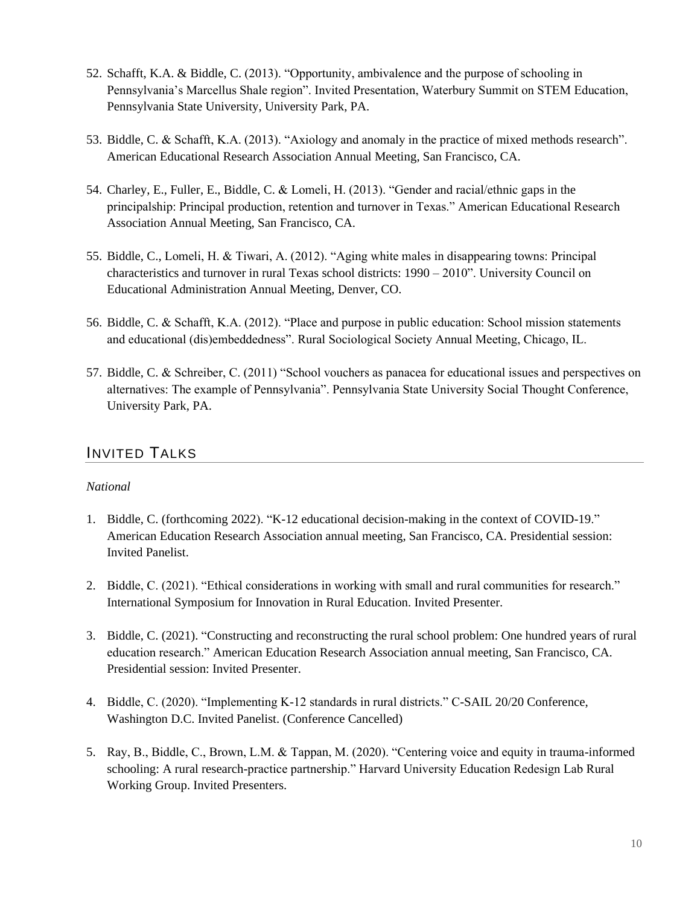52. Schafft, K.A. & Biddle, C. (2013). "Opportunity, ambivalence and the purpose of schooling in Pennsylvania's Marcellus Shale region". Invited Presentation, Waterbury Summit on STEM Education, Pennsylvania State University, University Park, PA.

53. Biddle, C. & Schafft, K.A. (2013). "Axiology and anomaly in the practice of mixed methods research". American Educational Research Association Annual Meeting, San Francisco, CA.

54. Charley, E., Fuller, E., Biddle, C. & Lomeli, H. (2013). "Gender and racial/ethnic gaps in the principalship: Principal production, retention and turnover in Texas." American Educational Research Association Annual Meeting, San Francisco, CA.

55. Biddle, C., Lomeli, H. & Tiwari, A. (2012). "Aging white males in disappearing towns: Principal characteristics and turnover in rural Texas school districts: 1990 – 2010". University Council on Educational Administration Annual Meeting, Denver, CO.

56. Biddle, C. & Schafft, K.A. (2012). "Place and purpose in public education: School mission statements and educational (dis)embeddedness". Rural Sociological Society Annual Meeting, Chicago, IL.

57. Biddle, C. & Schreiber, C. (2011) "School vouchers as panacea for educational issues and perspectives on alternatives: The example of Pennsylvania". Pennsylvania State University Social Thought Conference, University Park, PA.

## INVITED TALKS

*National*

1. Biddle, C. (forthcoming 2022). "K-12 educational decision-making in the context of COVID-19." American Education Research Association annual meeting, San Francisco, CA. Presidential session: Invited Panelist.

2. Biddle, C. (2021). "Ethical considerations in working with small and rural communities for research." International Symposium for Innovation in Rural Education. Invited Presenter.

3. Biddle, C. (2021). "Constructing and reconstructing the rural school problem: One hundred years of rural education research." American Education Research Association annual meeting, San Francisco, CA. Presidential session: Invited Presenter.

4. Biddle, C. (2020). "Implementing K-12 standards in rural districts." C-SAIL 20/20 Conference, Washington D.C. Invited Panelist. (Conference Cancelled)

5. Ray, B., Biddle, C., Brown, L.M. & Tappan, M. (2020). "Centering voice and equity in trauma-informed schooling: A rural research-practice partnership." Harvard University Education Redesign Lab Rural Working Group. Invited Presenters.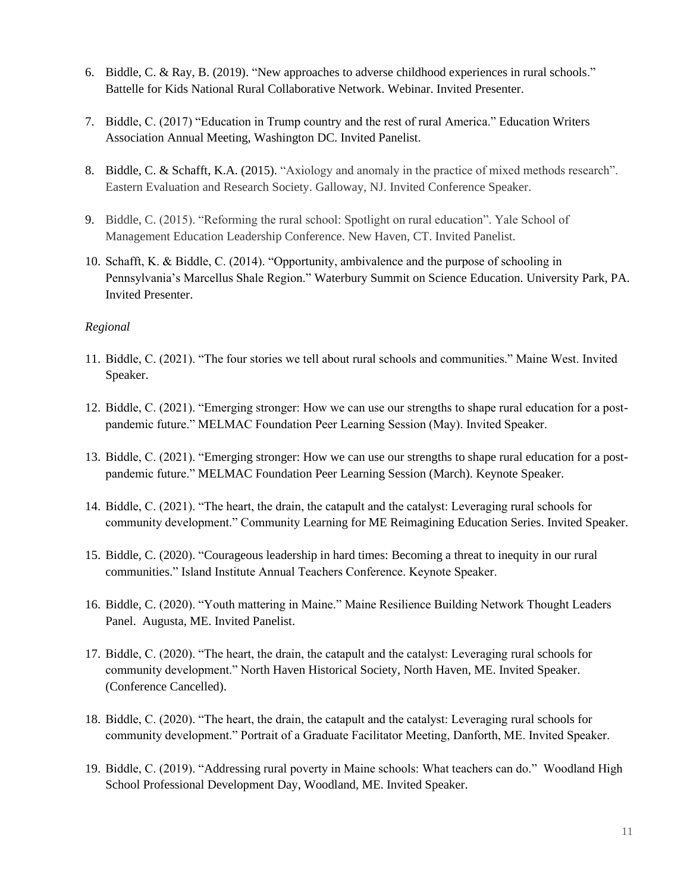6. Biddle, C. & Ray, B. (2019). "New approaches to adverse childhood experiences in rural schools." Battelle for Kids National Rural Collaborative Network. Webinar. Invited Presenter.

7. Biddle, C. (2017) "Education in Trump country and the rest of rural America." Education Writers Association Annual Meeting, Washington DC. Invited Panelist.

8. Biddle, C. & Schafft, K.A. (2015). "Axiology and anomaly in the practice of mixed methods research". Eastern Evaluation and Research Society. Galloway, NJ. Invited Conference Speaker.

9. Biddle, C. (2015). "Reforming the rural school: Spotlight on rural education". Yale School of Management Education Leadership Conference. New Haven, CT. Invited Panelist.

10. Schafft, K. & Biddle, C. (2014). "Opportunity, ambivalence and the purpose of schooling in Pennsylvania's Marcellus Shale Region." Waterbury Summit on Science Education. University Park, PA. Invited Presenter.

*Regional*

11. Biddle, C. (2021). "The four stories we tell about rural schools and communities." Maine West. Invited Speaker.

12. Biddle, C. (2021). "Emerging stronger: How we can use our strengths to shape rural education for a post-pandemic future." MELMAC Foundation Peer Learning Session (May). Invited Speaker.

13. Biddle, C. (2021). "Emerging stronger: How we can use our strengths to shape rural education for a post-pandemic future." MELMAC Foundation Peer Learning Session (March). Keynote Speaker.

14. Biddle, C. (2021). "The heart, the drain, the catapult and the catalyst: Leveraging rural schools for community development." Community Learning for ME Reimagining Education Series. Invited Speaker.

15. Biddle, C. (2020). "Courageous leadership in hard times: Becoming a threat to inequity in our rural communities." Island Institute Annual Teachers Conference. Keynote Speaker.

16. Biddle, C. (2020). "Youth mattering in Maine." Maine Resilience Building Network Thought Leaders Panel. Augusta, ME. Invited Panelist.

17. Biddle, C. (2020). "The heart, the drain, the catapult and the catalyst: Leveraging rural schools for community development." North Haven Historical Society, North Haven, ME. Invited Speaker. (Conference Cancelled).

18. Biddle, C. (2020). "The heart, the drain, the catapult and the catalyst: Leveraging rural schools for community development." Portrait of a Graduate Facilitator Meeting, Danforth, ME. Invited Speaker.

19. Biddle, C. (2019). "Addressing rural poverty in Maine schools: What teachers can do." Woodland High School Professional Development Day, Woodland, ME. Invited Speaker.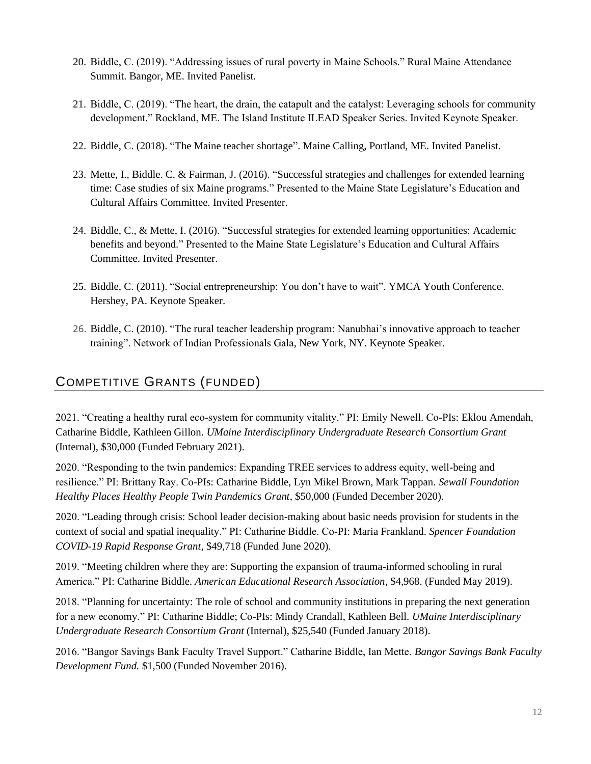20. Biddle, C. (2019). "Addressing issues of rural poverty in Maine Schools." Rural Maine Attendance Summit. Bangor, ME. Invited Panelist.

21. Biddle, C. (2019). "The heart, the drain, the catapult and the catalyst: Leveraging schools for community development." Rockland, ME. The Island Institute ILEAD Speaker Series. Invited Keynote Speaker.

22. Biddle, C. (2018). "The Maine teacher shortage". Maine Calling, Portland, ME. Invited Panelist.

23. Mette, I., Biddle. C. & Fairman, J. (2016). "Successful strategies and challenges for extended learning time: Case studies of six Maine programs." Presented to the Maine State Legislature's Education and Cultural Affairs Committee. Invited Presenter.

24. Biddle, C., & Mette, I. (2016). "Successful strategies for extended learning opportunities: Academic benefits and beyond." Presented to the Maine State Legislature's Education and Cultural Affairs Committee. Invited Presenter.

25. Biddle, C. (2011). "Social entrepreneurship: You don't have to wait". YMCA Youth Conference. Hershey, PA. Keynote Speaker.

26. Biddle, C. (2010). "The rural teacher leadership program: Nanubhai's innovative approach to teacher training". Network of Indian Professionals Gala, New York, NY. Keynote Speaker.

## Competitive Grants (funded)

2021. "Creating a healthy rural eco-system for community vitality." PI: Emily Newell. Co-PIs: Eklou Amendah, Catharine Biddle, Kathleen Gillon. *UMaine Interdisciplinary Undergraduate Research Consortium Grant* (Internal), $30,000 (Funded February 2021).

2020. "Responding to the twin pandemics: Expanding TREE services to address equity, well-being and resilience." PI: Brittany Ray. Co-PIs: Catharine Biddle, Lyn Mikel Brown, Mark Tappan. *Sewall Foundation Healthy Places Healthy People Twin Pandemics Grant*, $50,000 (Funded December 2020).

2020. "Leading through crisis: School leader decision-making about basic needs provision for students in the context of social and spatial inequality." PI: Catharine Biddle. Co-PI: Maria Frankland. *Spencer Foundation COVID-19 Rapid Response Grant,* $49,718 (Funded June 2020).

2019. "Meeting children where they are: Supporting the expansion of trauma-informed schooling in rural America." PI: Catharine Biddle. *American Educational Research Association*, $4,968. (Funded May 2019).

2018. "Planning for uncertainty: The role of school and community institutions in preparing the next generation for a new economy." PI: Catharine Biddle; Co-PIs: Mindy Crandall, Kathleen Bell. *UMaine Interdisciplinary Undergraduate Research Consortium Grant* (Internal), $25,540 (Funded January 2018).

2016. "Bangor Savings Bank Faculty Travel Support." Catharine Biddle, Ian Mette. *Bangor Savings Bank Faculty Development Fund.* $1,500 (Funded November 2016).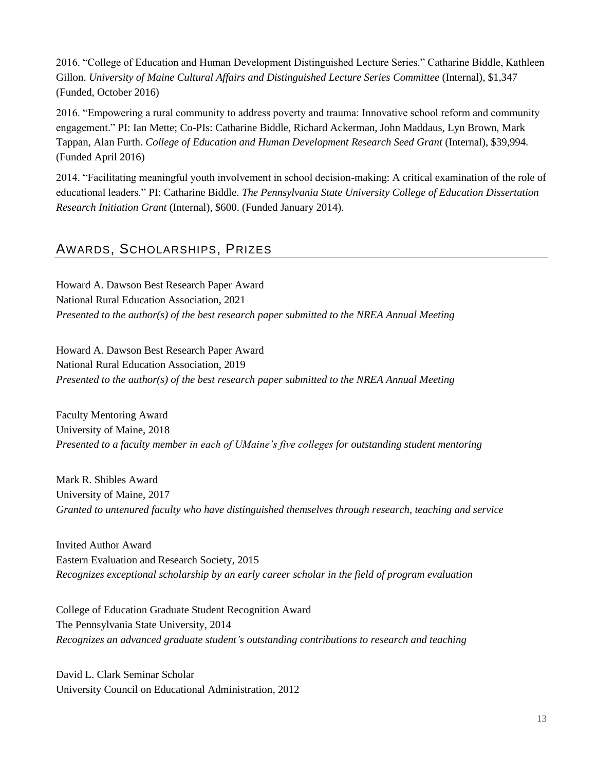2016. "College of Education and Human Development Distinguished Lecture Series." Catharine Biddle, Kathleen Gillon. *University of Maine Cultural Affairs and Distinguished Lecture Series Committee* (Internal), $1,347 (Funded, October 2016)

2016. "Empowering a rural community to address poverty and trauma: Innovative school reform and community engagement." PI: Ian Mette; Co-PIs: Catharine Biddle, Richard Ackerman, John Maddaus, Lyn Brown, Mark Tappan, Alan Furth. *College of Education and Human Development Research Seed Grant* (Internal), $39,994. (Funded April 2016)

2014. "Facilitating meaningful youth involvement in school decision-making: A critical examination of the role of educational leaders." PI: Catharine Biddle. *The Pennsylvania State University College of Education Dissertation Research Initiation Grant* (Internal), $600. (Funded January 2014).

## Awards, Scholarships, Prizes

Howard A. Dawson Best Research Paper Award
National Rural Education Association, 2021
*Presented to the author(s) of the best research paper submitted to the NREA Annual Meeting*

Howard A. Dawson Best Research Paper Award
National Rural Education Association, 2019
*Presented to the author(s) of the best research paper submitted to the NREA Annual Meeting*

Faculty Mentoring Award
University of Maine, 2018
*Presented to a faculty member in each of UMaine's five colleges for outstanding student mentoring*

Mark R. Shibles Award
University of Maine, 2017
*Granted to untenured faculty who have distinguished themselves through research, teaching and service*

Invited Author Award
Eastern Evaluation and Research Society, 2015
*Recognizes exceptional scholarship by an early career scholar in the field of program evaluation*

College of Education Graduate Student Recognition Award
The Pennsylvania State University, 2014
*Recognizes an advanced graduate student's outstanding contributions to research and teaching*

David L. Clark Seminar Scholar
University Council on Educational Administration, 2012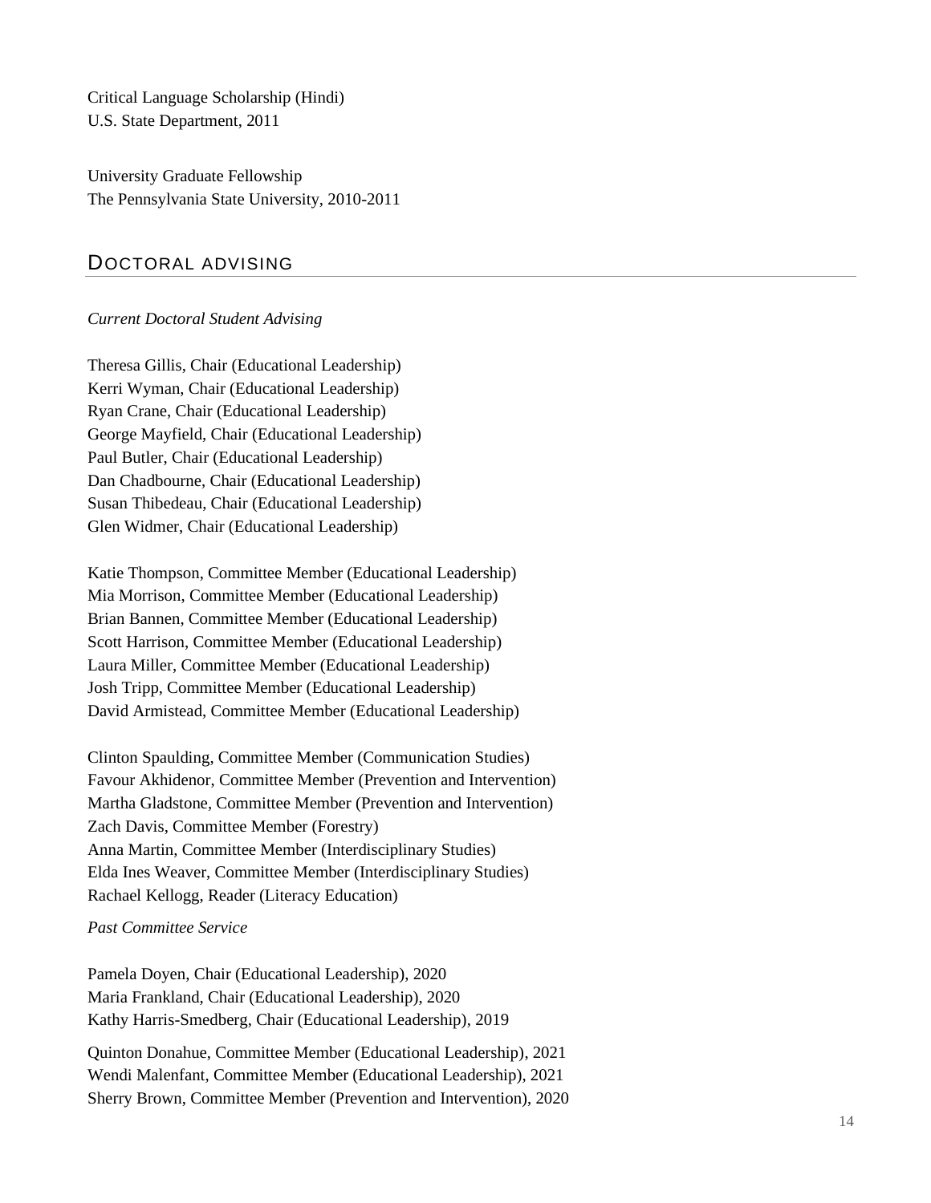Critical Language Scholarship (Hindi)
U.S. State Department, 2011

University Graduate Fellowship
The Pennsylvania State University, 2010-2011

## DOCTORAL ADVISING

*Current Doctoral Student Advising*

Theresa Gillis, Chair (Educational Leadership)
Kerri Wyman, Chair (Educational Leadership)
Ryan Crane, Chair (Educational Leadership)
George Mayfield, Chair (Educational Leadership)
Paul Butler, Chair (Educational Leadership)
Dan Chadbourne, Chair (Educational Leadership)
Susan Thibedeau, Chair (Educational Leadership)
Glen Widmer, Chair (Educational Leadership)

Katie Thompson, Committee Member (Educational Leadership)
Mia Morrison, Committee Member (Educational Leadership)
Brian Bannen, Committee Member (Educational Leadership)
Scott Harrison, Committee Member (Educational Leadership)
Laura Miller, Committee Member (Educational Leadership)
Josh Tripp, Committee Member (Educational Leadership)
David Armistead, Committee Member (Educational Leadership)

Clinton Spaulding, Committee Member (Communication Studies)
Favour Akhidenor, Committee Member (Prevention and Intervention)
Martha Gladstone, Committee Member (Prevention and Intervention)
Zach Davis, Committee Member (Forestry)
Anna Martin, Committee Member (Interdisciplinary Studies)
Elda Ines Weaver, Committee Member (Interdisciplinary Studies)
Rachael Kellogg, Reader (Literacy Education)

*Past Committee Service*

Pamela Doyen, Chair (Educational Leadership), 2020
Maria Frankland, Chair (Educational Leadership), 2020
Kathy Harris-Smedberg, Chair (Educational Leadership), 2019

Quinton Donahue, Committee Member (Educational Leadership), 2021
Wendi Malenfant, Committee Member (Educational Leadership), 2021
Sherry Brown, Committee Member (Prevention and Intervention), 2020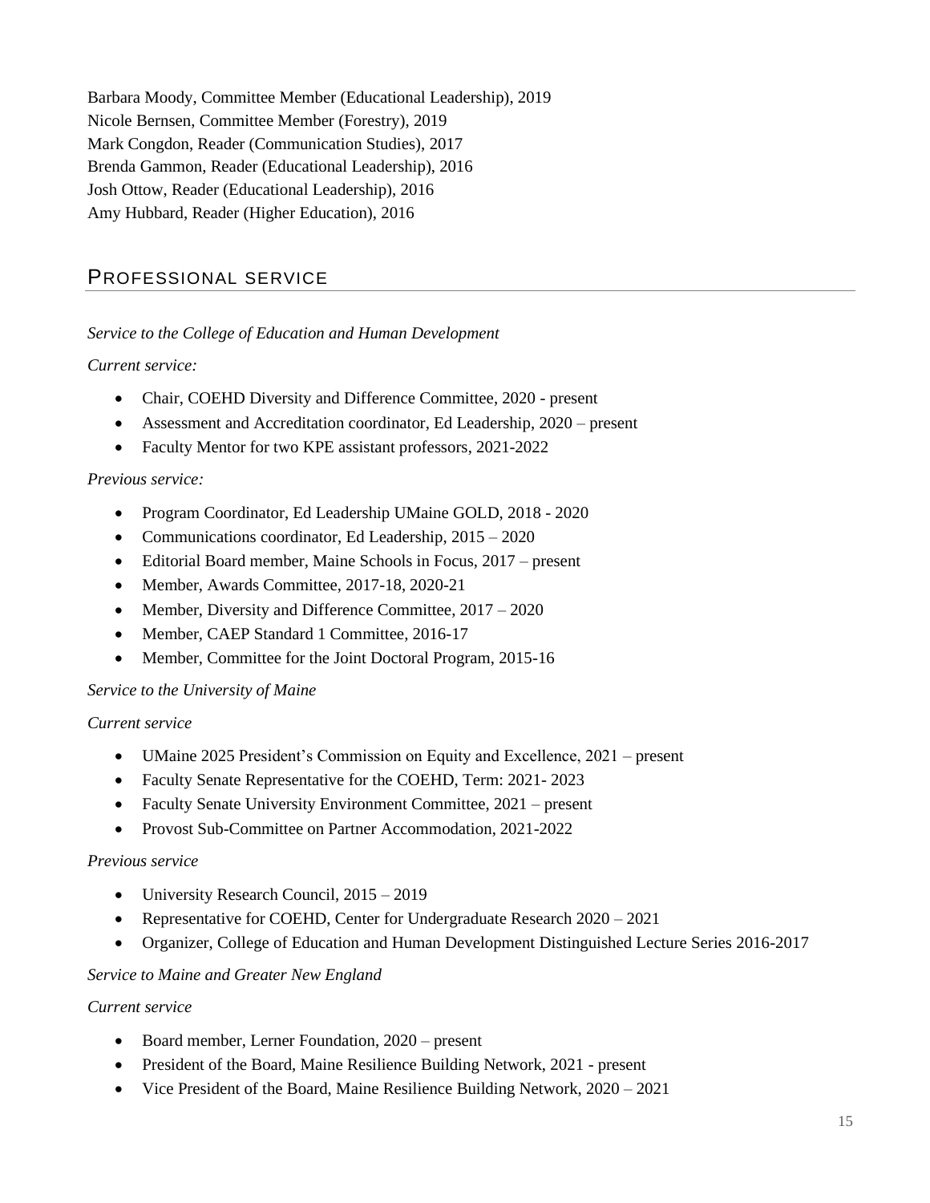Barbara Moody, Committee Member (Educational Leadership), 2019
Nicole Bernsen, Committee Member (Forestry), 2019
Mark Congdon, Reader (Communication Studies), 2017
Brenda Gammon, Reader (Educational Leadership), 2016
Josh Ottow, Reader (Educational Leadership), 2016
Amy Hubbard, Reader (Higher Education), 2016

## PROFESSIONAL SERVICE

*Service to the College of Education and Human Development*

*Current service:*

- Chair, COEHD Diversity and Difference Committee, 2020 - present
- Assessment and Accreditation coordinator, Ed Leadership, 2020 – present
- Faculty Mentor for two KPE assistant professors, 2021-2022

*Previous service:*

- Program Coordinator, Ed Leadership UMaine GOLD, 2018 - 2020
- Communications coordinator, Ed Leadership, 2015 – 2020
- Editorial Board member, Maine Schools in Focus, 2017 – present
- Member, Awards Committee, 2017-18, 2020-21
- Member, Diversity and Difference Committee, 2017 – 2020
- Member, CAEP Standard 1 Committee, 2016-17
- Member, Committee for the Joint Doctoral Program, 2015-16

*Service to the University of Maine*

*Current service*

- UMaine 2025 President's Commission on Equity and Excellence, 2021 – present
- Faculty Senate Representative for the COEHD, Term: 2021- 2023
- Faculty Senate University Environment Committee, 2021 – present
- Provost Sub-Committee on Partner Accommodation, 2021-2022

*Previous service*

- University Research Council, 2015 – 2019
- Representative for COEHD, Center for Undergraduate Research 2020 – 2021
- Organizer, College of Education and Human Development Distinguished Lecture Series 2016-2017

*Service to Maine and Greater New England*

*Current service*

- Board member, Lerner Foundation, 2020 – present
- President of the Board, Maine Resilience Building Network, 2021 - present
- Vice President of the Board, Maine Resilience Building Network, 2020 – 2021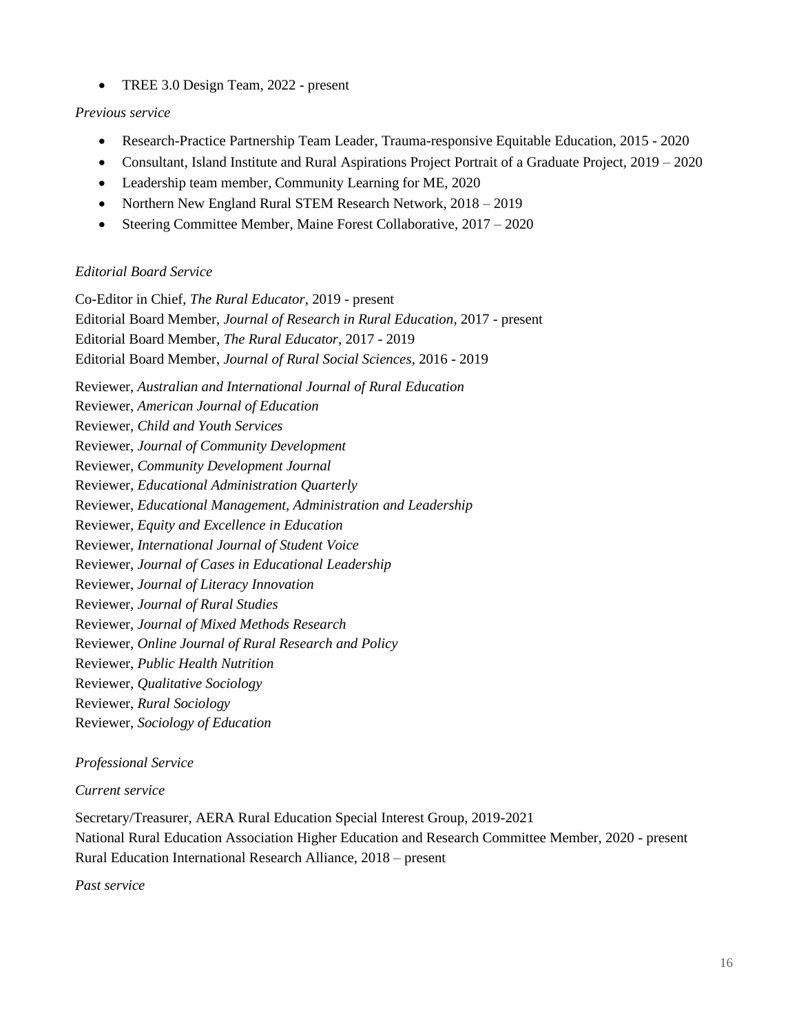- TREE 3.0 Design Team, 2022 - present

*Previous service*

- Research-Practice Partnership Team Leader, Trauma-responsive Equitable Education, 2015 - 2020
- Consultant, Island Institute and Rural Aspirations Project Portrait of a Graduate Project, 2019 – 2020
- Leadership team member, Community Learning for ME, 2020
- Northern New England Rural STEM Research Network, 2018 – 2019
- Steering Committee Member, Maine Forest Collaborative, 2017 – 2020

*Editorial Board Service*

Co-Editor in Chief, *The Rural Educator*, 2019 - present
Editorial Board Member, *Journal of Research in Rural Education*, 2017 - present
Editorial Board Member, *The Rural Educator*, 2017 - 2019
Editorial Board Member, *Journal of Rural Social Sciences*, 2016 - 2019

Reviewer, *Australian and International Journal of Rural Education*
Reviewer, *American Journal of Education*
Reviewer, *Child and Youth Services*
Reviewer, *Journal of Community Development*
Reviewer, *Community Development Journal*
Reviewer, *Educational Administration Quarterly*
Reviewer, *Educational Management, Administration and Leadership*
Reviewer, *Equity and Excellence in Education*
Reviewer, *International Journal of Student Voice*
Reviewer, *Journal of Cases in Educational Leadership*
Reviewer, *Journal of Literacy Innovation*
Reviewer, *Journal of Rural Studies*
Reviewer, *Journal of Mixed Methods Research*
Reviewer, *Online Journal of Rural Research and Policy*
Reviewer, *Public Health Nutrition*
Reviewer, *Qualitative Sociology*
Reviewer, *Rural Sociology*
Reviewer, *Sociology of Education*

*Professional Service*

*Current service*

Secretary/Treasurer, AERA Rural Education Special Interest Group, 2019-2021
National Rural Education Association Higher Education and Research Committee Member, 2020 - present
Rural Education International Research Alliance, 2018 – present

*Past service*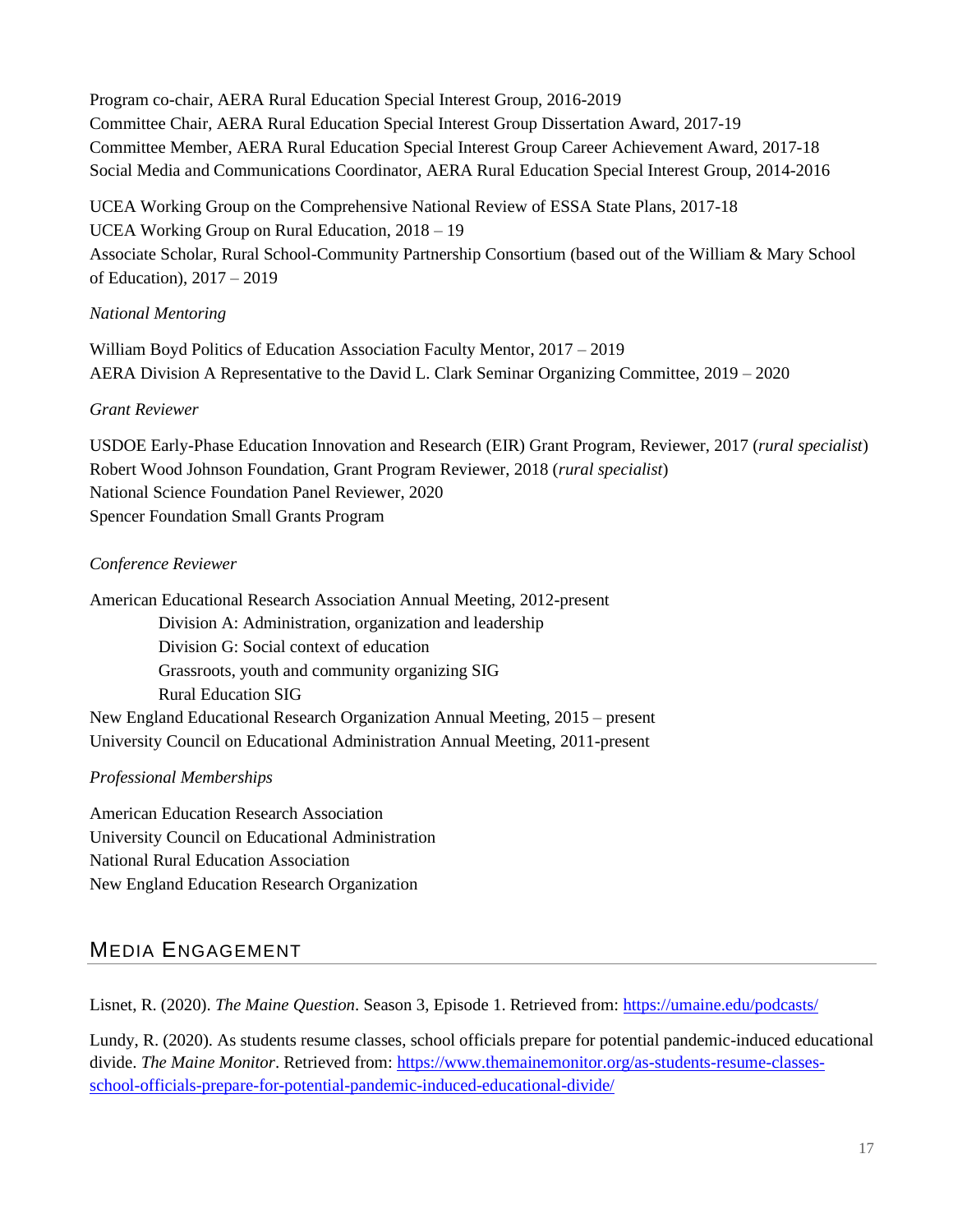Program co-chair, AERA Rural Education Special Interest Group, 2016-2019
Committee Chair, AERA Rural Education Special Interest Group Dissertation Award, 2017-19
Committee Member, AERA Rural Education Special Interest Group Career Achievement Award, 2017-18
Social Media and Communications Coordinator, AERA Rural Education Special Interest Group, 2014-2016

UCEA Working Group on the Comprehensive National Review of ESSA State Plans, 2017-18
UCEA Working Group on Rural Education, 2018 – 19
Associate Scholar, Rural School-Community Partnership Consortium (based out of the William & Mary School of Education), 2017 – 2019

*National Mentoring*

William Boyd Politics of Education Association Faculty Mentor, 2017 – 2019
AERA Division A Representative to the David L. Clark Seminar Organizing Committee, 2019 – 2020

*Grant Reviewer*

USDOE Early-Phase Education Innovation and Research (EIR) Grant Program, Reviewer, 2017 (*rural specialist*)
Robert Wood Johnson Foundation, Grant Program Reviewer, 2018 (*rural specialist*)
National Science Foundation Panel Reviewer, 2020
Spencer Foundation Small Grants Program

*Conference Reviewer*

American Educational Research Association Annual Meeting, 2012-present
- Division A: Administration, organization and leadership
- Division G: Social context of education
- Grassroots, youth and community organizing SIG
- Rural Education SIG

New England Educational Research Organization Annual Meeting, 2015 – present
University Council on Educational Administration Annual Meeting, 2011-present

*Professional Memberships*

American Education Research Association
University Council on Educational Administration
National Rural Education Association
New England Education Research Organization

## Media Engagement

Lisnet, R. (2020). *The Maine Question*. Season 3, Episode 1. Retrieved from: https://umaine.edu/podcasts/

Lundy, R. (2020). As students resume classes, school officials prepare for potential pandemic-induced educational divide. *The Maine Monitor*. Retrieved from: https://www.themainemonitor.org/as-students-resume-classes-school-officials-prepare-for-potential-pandemic-induced-educational-divide/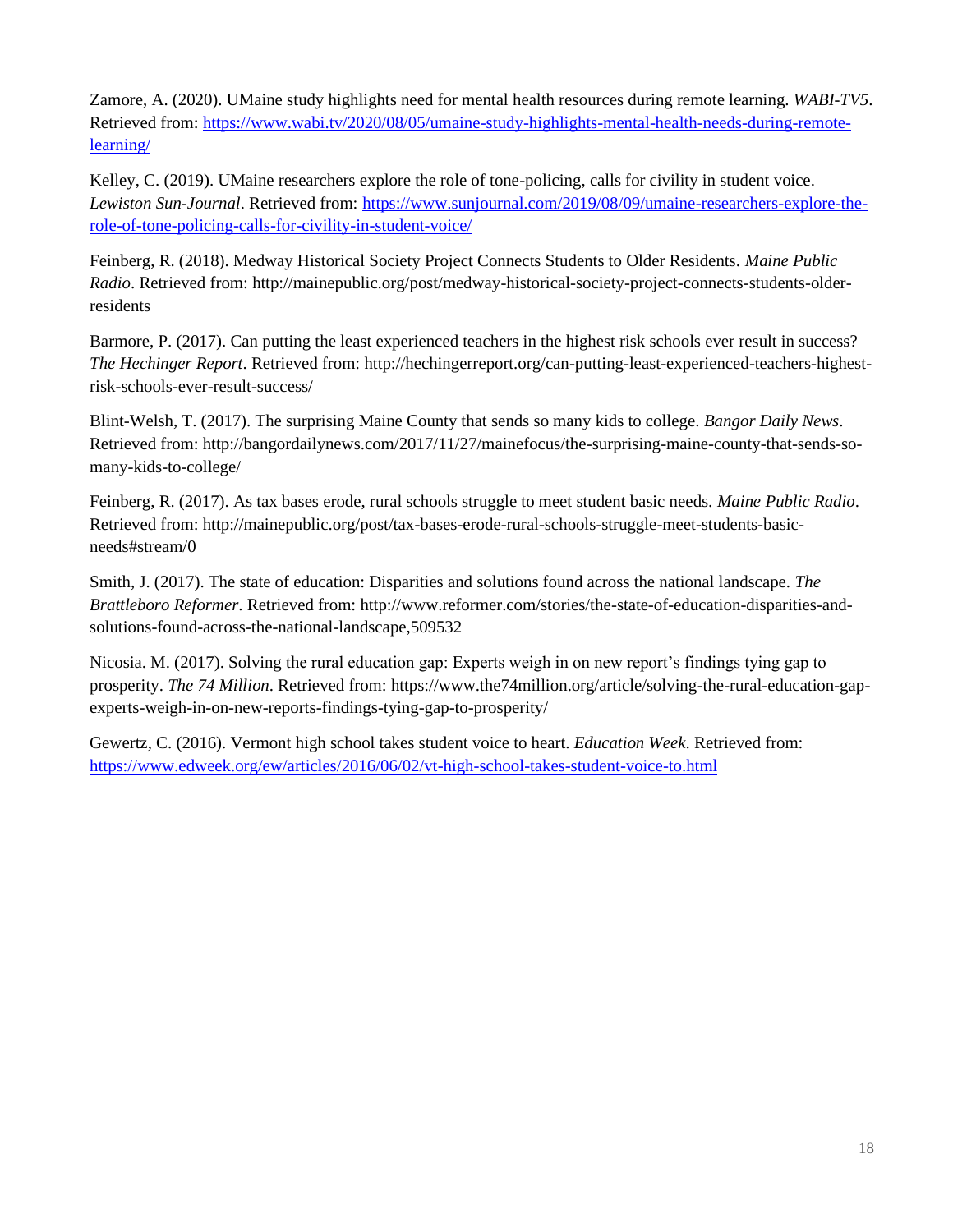Zamore, A. (2020). UMaine study highlights need for mental health resources during remote learning. *WABI-TV5*. Retrieved from: https://www.wabi.tv/2020/08/05/umaine-study-highlights-mental-health-needs-during-remote-learning/

Kelley, C. (2019). UMaine researchers explore the role of tone-policing, calls for civility in student voice. *Lewiston Sun-Journal*. Retrieved from: https://www.sunjournal.com/2019/08/09/umaine-researchers-explore-the-role-of-tone-policing-calls-for-civility-in-student-voice/

Feinberg, R. (2018). Medway Historical Society Project Connects Students to Older Residents. *Maine Public Radio*. Retrieved from: http://mainepublic.org/post/medway-historical-society-project-connects-students-older-residents

Barmore, P. (2017). Can putting the least experienced teachers in the highest risk schools ever result in success? *The Hechinger Report*. Retrieved from: http://hechingerreport.org/can-putting-least-experienced-teachers-highest-risk-schools-ever-result-success/

Blint-Welsh, T. (2017). The surprising Maine County that sends so many kids to college. *Bangor Daily News*. Retrieved from: http://bangordailynews.com/2017/11/27/mainefocus/the-surprising-maine-county-that-sends-so-many-kids-to-college/

Feinberg, R. (2017). As tax bases erode, rural schools struggle to meet student basic needs. *Maine Public Radio*. Retrieved from: http://mainepublic.org/post/tax-bases-erode-rural-schools-struggle-meet-students-basic-needs#stream/0

Smith, J. (2017). The state of education: Disparities and solutions found across the national landscape. *The Brattleboro Reformer*. Retrieved from: http://www.reformer.com/stories/the-state-of-education-disparities-and-solutions-found-across-the-national-landscape,509532

Nicosia. M. (2017). Solving the rural education gap: Experts weigh in on new report's findings tying gap to prosperity. *The 74 Million*. Retrieved from: https://www.the74million.org/article/solving-the-rural-education-gap-experts-weigh-in-on-new-reports-findings-tying-gap-to-prosperity/

Gewertz, C. (2016). Vermont high school takes student voice to heart. *Education Week*. Retrieved from: https://www.edweek.org/ew/articles/2016/06/02/vt-high-school-takes-student-voice-to.html